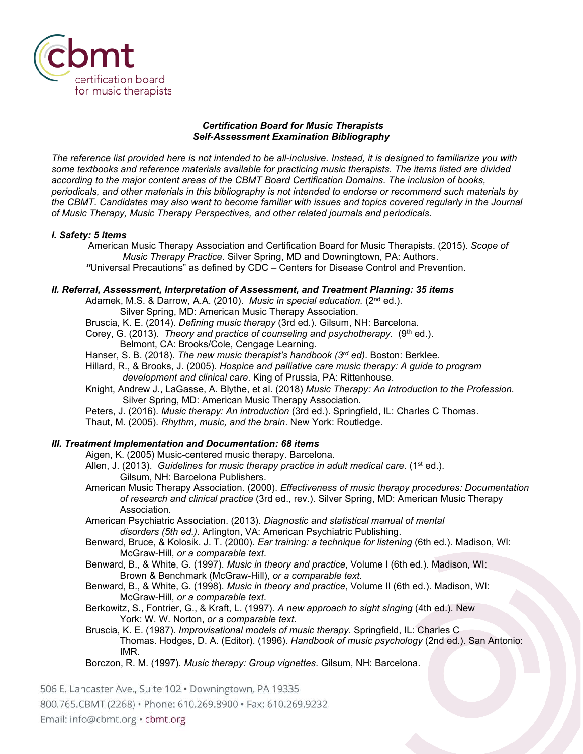# Certification Board for Music Therapists
## *Self-Assessment Examination Bibliography*

*The reference list provided here is not intended to be all-inclusive. Instead, it is designed to familiarize you with some textbooks and reference materials available for practicing music therapists. The items listed are divided according to the major content areas of the CBMT Board Certification Domains. The inclusion of books, periodicals, and other materials in this bibliography is not intended to endorse or recommend such materials by the CBMT. Candidates may also want to become familiar with issues and topics covered regularly in the Journal of Music Therapy, Music Therapy Perspectives, and other related journals and periodicals.*

### *I. Safety: 5 items*

American Music Therapy Association and Certification Board for Music Therapists. (2015). *Scope of Music Therapy Practice*. Silver Spring, MD and Downingtown, PA: Authors.

*"*Universal Precautions" as defined by CDC – Centers for Disease Control and Prevention.

### *II. Referral, Assessment, Interpretation of Assessment, and Treatment Planning: 35 items*

Adamek, M.S. & Darrow, A.A. (2010). *Music in special education.* (2nd ed.). Silver Spring, MD: American Music Therapy Association.

Bruscia, K. E. (2014). *Defining music therapy* (3rd ed.). Gilsum, NH: Barcelona.

Corey, G. (2013). *Theory and practice of counseling and psychotherapy.* (9th ed.). Belmont, CA: Brooks/Cole, Cengage Learning.

Hanser, S. B. (2018). *The new music therapist's handbook (3rd ed)*. Boston: Berklee.

Hillard, R., & Brooks, J. (2005). *Hospice and palliative care music therapy: A guide to program development and clinical care*. King of Prussia, PA: Rittenhouse.

Knight, Andrew J., LaGasse, A. Blythe, et al. (2018) *Music Therapy: An Introduction to the Profession.* Silver Spring, MD: American Music Therapy Association.

Peters, J. (2016). *Music therapy: An introduction* (3rd ed.). Springfield, IL: Charles C Thomas.

Thaut, M. (2005). *Rhythm, music, and the brain*. New York: Routledge.

### *III. Treatment Implementation and Documentation: 68 items*

Aigen, K. (2005) Music-centered music therapy. Barcelona.

Allen, J. (2013). *Guidelines for music therapy practice in adult medical care.* (1st ed.). Gilsum, NH: Barcelona Publishers.

American Music Therapy Association. (2000). *Effectiveness of music therapy procedures: Documentation of research and clinical practice* (3rd ed., rev.). Silver Spring, MD: American Music Therapy Association.

American Psychiatric Association. (2013). *Diagnostic and statistical manual of mental disorders (5th ed.).* Arlington, VA: American Psychiatric Publishing.

Benward, Bruce, & Kolosik. J. T. (2000). *Ear training: a technique for listening* (6th ed.). Madison, WI: McGraw-Hill, *or a comparable text*.

Benward, B., & White, G. (1997). *Music in theory and practice*, Volume I (6th ed.). Madison, WI: Brown & Benchmark (McGraw-Hill), *or a comparable text.*

Benward, B., & White, G. (1998). *Music in theory and practice*, Volume II (6th ed.). Madison, WI: McGraw-Hill, *or a comparable text*.

Berkowitz, S., Fontrier, G., & Kraft, L. (1997). *A new approach to sight singing* (4th ed.). New York: W. W. Norton, *or a comparable text*.

Bruscia, K. E. (1987). *Improvisational models of music therapy*. Springfield, IL: Charles C Thomas. Hodges, D. A. (Editor). (1996). *Handbook of music psychology* (2nd ed.). San Antonio: IMR.

Borczon, R. M. (1997). *Music therapy: Group vignettes*. Gilsum, NH: Barcelona.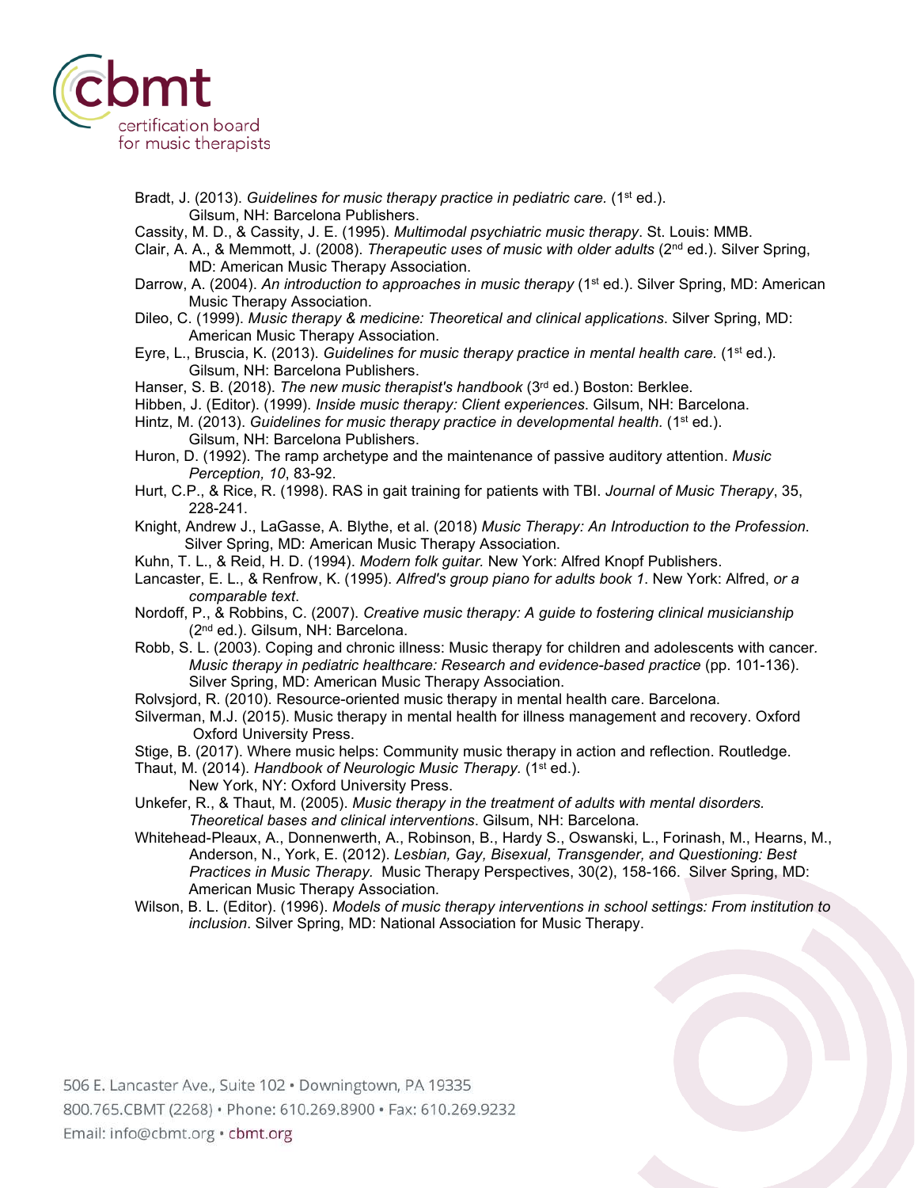Bradt, J. (2013). *Guidelines for music therapy practice in pediatric care.* (1st ed.). Gilsum, NH: Barcelona Publishers.

Cassity, M. D., & Cassity, J. E. (1995). *Multimodal psychiatric music therapy*. St. Louis: MMB.

Clair, A. A., & Memmott, J. (2008). *Therapeutic uses of music with older adults* (2nd ed.). Silver Spring, MD: American Music Therapy Association.

Darrow, A. (2004). *An introduction to approaches in music therapy* (1st ed.). Silver Spring, MD: American Music Therapy Association.

Dileo, C. (1999). *Music therapy & medicine: Theoretical and clinical applications*. Silver Spring, MD: American Music Therapy Association.

Eyre, L., Bruscia, K. (2013). *Guidelines for music therapy practice in mental health care.* (1st ed.). Gilsum, NH: Barcelona Publishers.

Hanser, S. B. (2018). *The new music therapist's handbook* (3rd ed.) Boston: Berklee.

Hibben, J. (Editor). (1999). *Inside music therapy: Client experiences*. Gilsum, NH: Barcelona.

Hintz, M. (2013). *Guidelines for music therapy practice in developmental health*. (1st ed.). Gilsum, NH: Barcelona Publishers.

Huron, D. (1992). The ramp archetype and the maintenance of passive auditory attention. *Music Perception, 10*, 83-92.

Hurt, C.P., & Rice, R. (1998). RAS in gait training for patients with TBI. *Journal of Music Therapy*, 35, 228-241.

Knight, Andrew J., LaGasse, A. Blythe, et al. (2018) *Music Therapy: An Introduction to the Profession*. Silver Spring, MD: American Music Therapy Association.

Kuhn, T. L., & Reid, H. D. (1994). *Modern folk guitar.* New York: Alfred Knopf Publishers.

Lancaster, E. L., & Renfrow, K. (1995). *Alfred's group piano for adults book 1*. New York: Alfred, *or a comparable text*.

Nordoff, P., & Robbins, C. (2007). *Creative music therapy: A guide to fostering clinical musicianship* (2nd ed.). Gilsum, NH: Barcelona.

Robb, S. L. (2003). Coping and chronic illness: Music therapy for children and adolescents with cancer. *Music therapy in pediatric healthcare: Research and evidence-based practice* (pp. 101-136). Silver Spring, MD: American Music Therapy Association.

Rolvsjord, R. (2010). Resource-oriented music therapy in mental health care. Barcelona.

Silverman, M.J. (2015). Music therapy in mental health for illness management and recovery. Oxford Oxford University Press.

Stige, B. (2017). Where music helps: Community music therapy in action and reflection. Routledge.

Thaut, M. (2014). *Handbook of Neurologic Music Therapy.* (1st ed.). New York, NY: Oxford University Press.

Unkefer, R., & Thaut, M. (2005). *Music therapy in the treatment of adults with mental disorders. Theoretical bases and clinical interventions*. Gilsum, NH: Barcelona.

Whitehead-Pleaux, A., Donnenwerth, A., Robinson, B., Hardy S., Oswanski, L., Forinash, M., Hearns, M., Anderson, N., York, E. (2012). *Lesbian, Gay, Bisexual, Transgender, and Questioning: Best Practices in Music Therapy.* Music Therapy Perspectives, 30(2), 158-166. Silver Spring, MD: American Music Therapy Association.

Wilson, B. L. (Editor). (1996). *Models of music therapy interventions in school settings: From institution to inclusion*. Silver Spring, MD: National Association for Music Therapy.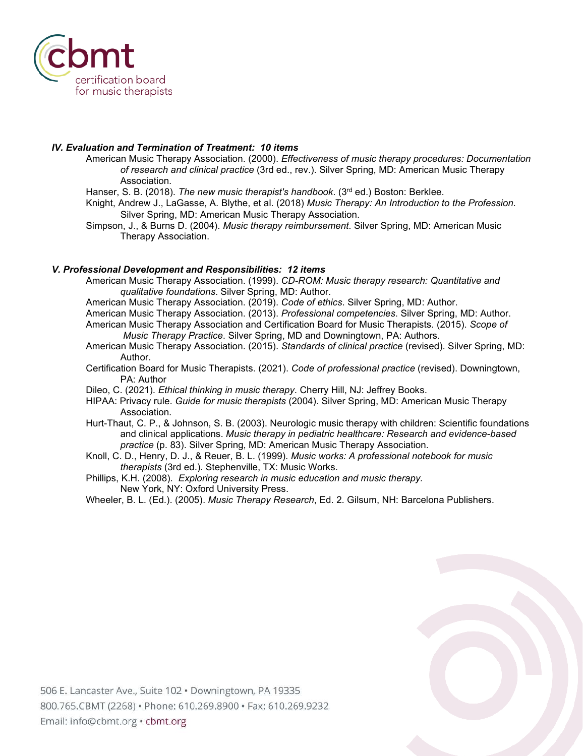### *IV. Evaluation and Termination of Treatment: 10 items*

American Music Therapy Association. (2000). *Effectiveness of music therapy procedures: Documentation of research and clinical practice* (3rd ed., rev.). Silver Spring, MD: American Music Therapy Association.

Hanser, S. B. (2018). *The new music therapist's handbook*. (3rd ed.) Boston: Berklee.

Knight, Andrew J., LaGasse, A. Blythe, et al. (2018) *Music Therapy: An Introduction to the Profession*. Silver Spring, MD: American Music Therapy Association.

Simpson, J., & Burns D. (2004). *Music therapy reimbursement*. Silver Spring, MD: American Music Therapy Association.

### *V. Professional Development and Responsibilities: 12 items*

American Music Therapy Association. (1999). *CD-ROM: Music therapy research: Quantitative and qualitative foundations*. Silver Spring, MD: Author.

American Music Therapy Association. (2019). *Code of ethics*. Silver Spring, MD: Author.

American Music Therapy Association. (2013). *Professional competencies*. Silver Spring, MD: Author.

American Music Therapy Association and Certification Board for Music Therapists. (2015). *Scope of Music Therapy Practice*. Silver Spring, MD and Downingtown, PA: Authors.

American Music Therapy Association. (2015). *Standards of clinical practice* (revised). Silver Spring, MD: Author.

Certification Board for Music Therapists. (2021). *Code of professional practice* (revised). Downingtown, PA: Author

Dileo, C. (2021). *Ethical thinking in music therapy*. Cherry Hill, NJ: Jeffrey Books.

HIPAA: Privacy rule. *Guide for music therapists* (2004). Silver Spring, MD: American Music Therapy Association.

Hurt-Thaut, C. P., & Johnson, S. B. (2003). Neurologic music therapy with children: Scientific foundations and clinical applications. *Music therapy in pediatric healthcare: Research and evidence-based practice* (p. 83). Silver Spring, MD: American Music Therapy Association.

Knoll, C. D., Henry, D. J., & Reuer, B. L. (1999). *Music works: A professional notebook for music therapists* (3rd ed.). Stephenville, TX: Music Works.

Phillips, K.H. (2008). *Exploring research in music education and music therapy*. New York, NY: Oxford University Press.

Wheeler, B. L. (Ed.). (2005). *Music Therapy Research*, Ed. 2. Gilsum, NH: Barcelona Publishers.